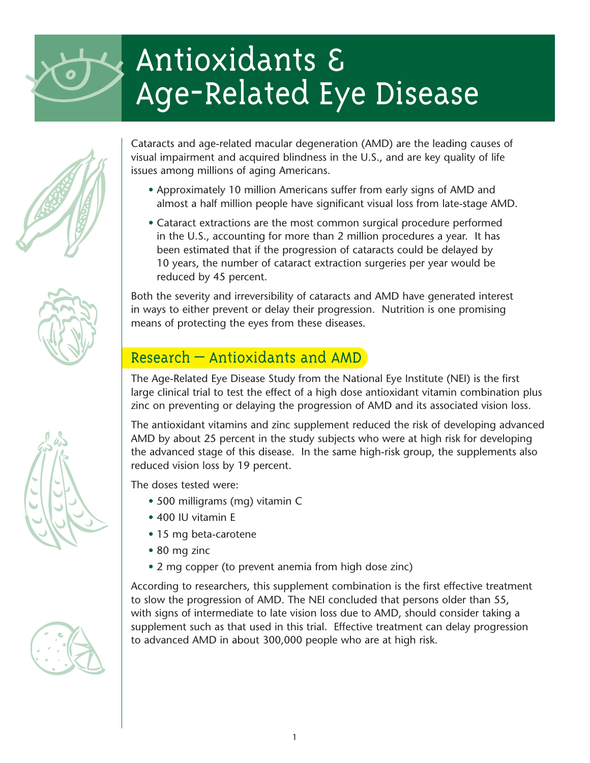# Antioxidants & Age-Related Eye Disease

Cataracts and age-related macular degeneration (AMD) are the leading causes of visual impairment and acquired blindness in the U.S., and are key quality of life issues among millions of aging Americans.

- Approximately 10 million Americans suffer from early signs of AMD and almost a half million people have significant visual loss from late-stage AMD.
- Cataract extractions are the most common surgical procedure performed in the U.S., accounting for more than 2 million procedures a year. It has been estimated that if the progression of cataracts could be delayed by 10 years, the number of cataract extraction surgeries per year would be reduced by 45 percent.

Both the severity and irreversibility of cataracts and AMD have generated interest in ways to either prevent or delay their progression. Nutrition is one promising means of protecting the eyes from these diseases.

## Research — Antioxidants and AMD

The Age-Related Eye Disease Study from the National Eye Institute (NEI) is the first large clinical trial to test the effect of a high dose antioxidant vitamin combination plus zinc on preventing or delaying the progression of AMD and its associated vision loss.

The antioxidant vitamins and zinc supplement reduced the risk of developing advanced AMD by about 25 percent in the study subjects who were at high risk for developing the advanced stage of this disease. In the same high-risk group, the supplements also reduced vision loss by 19 percent.

The doses tested were:

- 500 milligrams (mg) vitamin C
- 400 IU vitamin E
- 15 mg beta-carotene
- 80 mg zinc
- 2 mg copper (to prevent anemia from high dose zinc)

According to researchers, this supplement combination is the first effective treatment to slow the progression of AMD. The NEI concluded that persons older than 55, with signs of intermediate to late vision loss due to AMD, should consider taking a supplement such as that used in this trial. Effective treatment can delay progression to advanced AMD in about 300,000 people who are at high risk.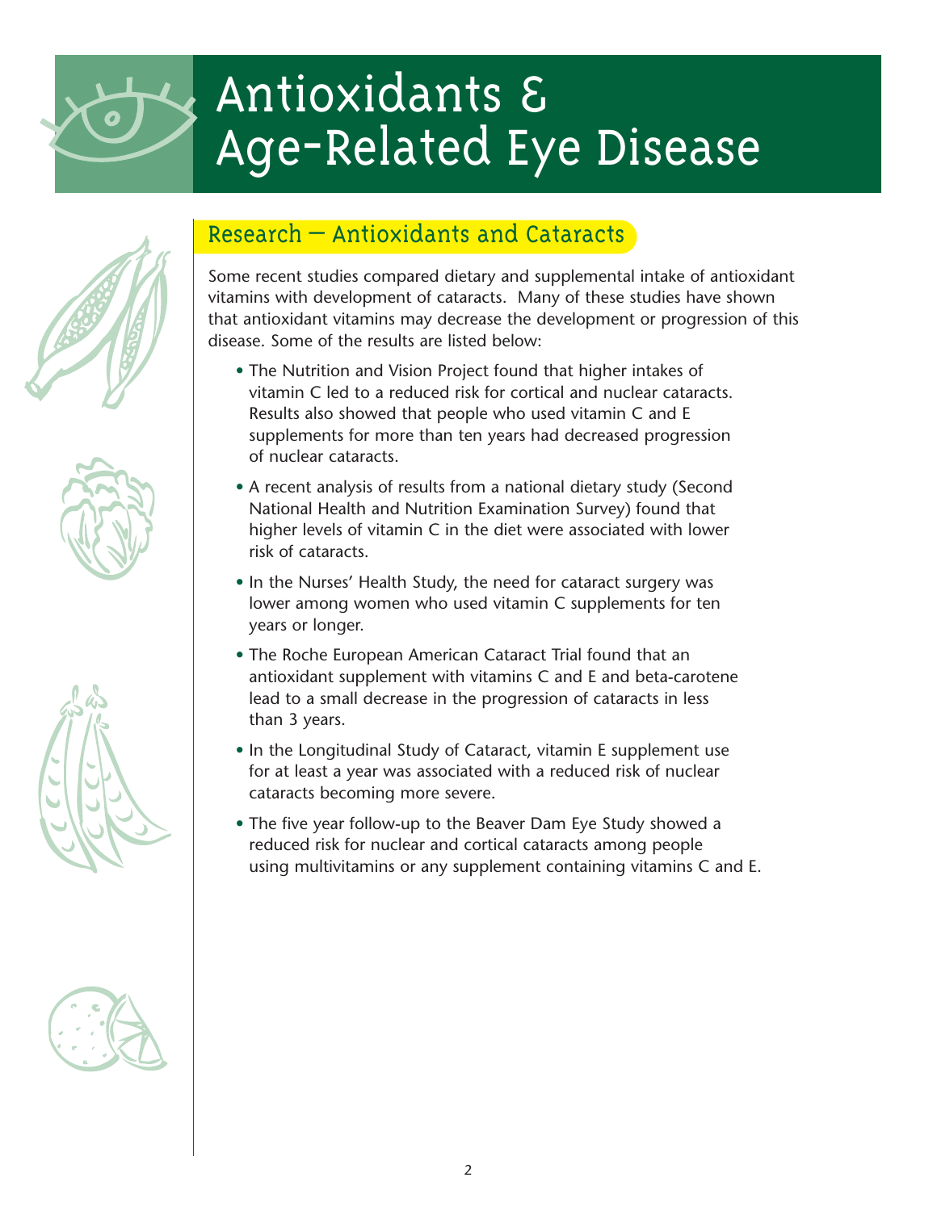# Antioxidants & Age-Related Eye Disease

## Research — Antioxidants and Cataracts

Some recent studies compared dietary and supplemental intake of antioxidant vitamins with development of cataracts. Many of these studies have shown that antioxidant vitamins may decrease the development or progression of this disease. Some of the results are listed below:

- The Nutrition and Vision Project found that higher intakes of vitamin C led to a reduced risk for cortical and nuclear cataracts. Results also showed that people who used vitamin C and E supplements for more than ten years had decreased progression of nuclear cataracts.
- A recent analysis of results from a national dietary study (Second National Health and Nutrition Examination Survey) found that higher levels of vitamin C in the diet were associated with lower risk of cataracts.
- In the Nurses' Health Study, the need for cataract surgery was lower among women who used vitamin C supplements for ten years or longer.
- The Roche European American Cataract Trial found that an antioxidant supplement with vitamins C and E and beta-carotene lead to a small decrease in the progression of cataracts in less than 3 years.
- In the Longitudinal Study of Cataract, vitamin E supplement use for at least a year was associated with a reduced risk of nuclear cataracts becoming more severe.
- The five year follow-up to the Beaver Dam Eye Study showed a reduced risk for nuclear and cortical cataracts among people using multivitamins or any supplement containing vitamins C and E.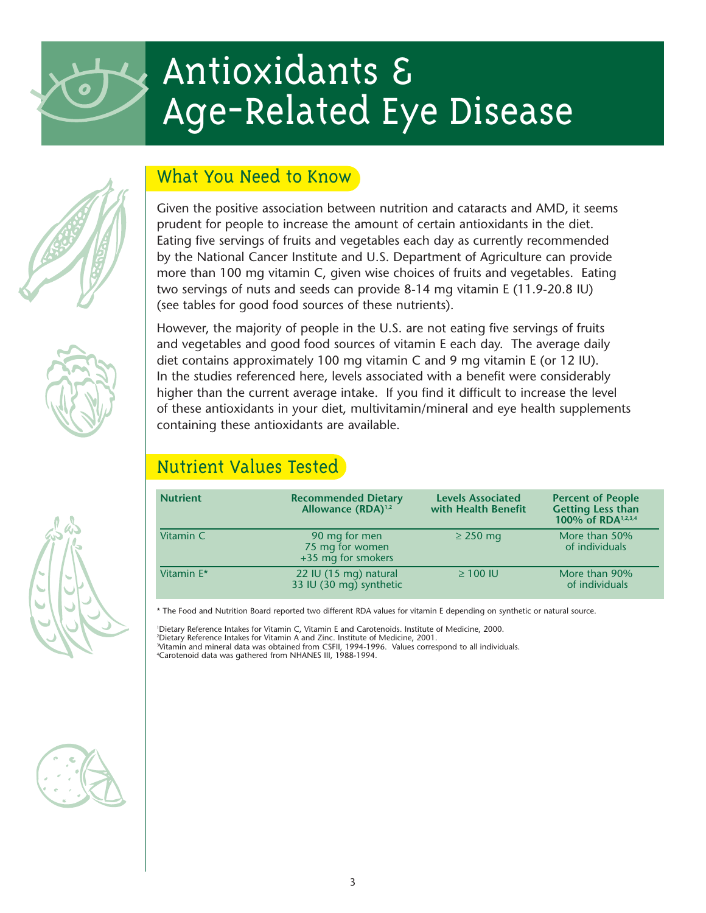# Antioxidants & Age-Related Eye Disease

## What You Need to Know

Given the positive association between nutrition and cataracts and AMD, it seems prudent for people to increase the amount of certain antioxidants in the diet. Eating five servings of fruits and vegetables each day as currently recommended by the National Cancer Institute and U.S. Department of Agriculture can provide more than 100 mg vitamin C, given wise choices of fruits and vegetables. Eating two servings of nuts and seeds can provide 8-14 mg vitamin E (11.9-20.8 IU) (see tables for good food sources of these nutrients).

However, the majority of people in the U.S. are not eating five servings of fruits and vegetables and good food sources of vitamin E each day. The average daily diet contains approximately 100 mg vitamin C and 9 mg vitamin E (or 12 IU). In the studies referenced here, levels associated with a benefit were considerably higher than the current average intake. If you find it difficult to increase the level of these antioxidants in your diet, multivitamin/mineral and eye health supplements containing these antioxidants are available.

## Nutrient Values Tested

| Nutrient | Recommended Dietary Allowance (RDA)[1,2] | Levels Associated with Health Benefit | Percent of People Getting Less than 100% of RDA[1,2,3,4] |
|---|---|---|---|
| Vitamin C | 90 mg for men<br>75 mg for women<br>+35 mg for smokers | ≥ 250 mg | More than 50% of individuals |
| Vitamin E* | 22 IU (15 mg) natural<br>33 IU (30 mg) synthetic | ≥ 100 IU | More than 90% of individuals |

\* The Food and Nutrition Board reported two different RDA values for vitamin E depending on synthetic or natural source.

[1]Dietary Reference Intakes for Vitamin C, Vitamin E and Carotenoids. Institute of Medicine, 2000.
[2]Dietary Reference Intakes for Vitamin A and Zinc. Institute of Medicine, 2001.
[3]Vitamin and mineral data was obtained from CSFII, 1994-1996. Values correspond to all individuals.
[4]Carotenoid data was gathered from NHANES III, 1988-1994.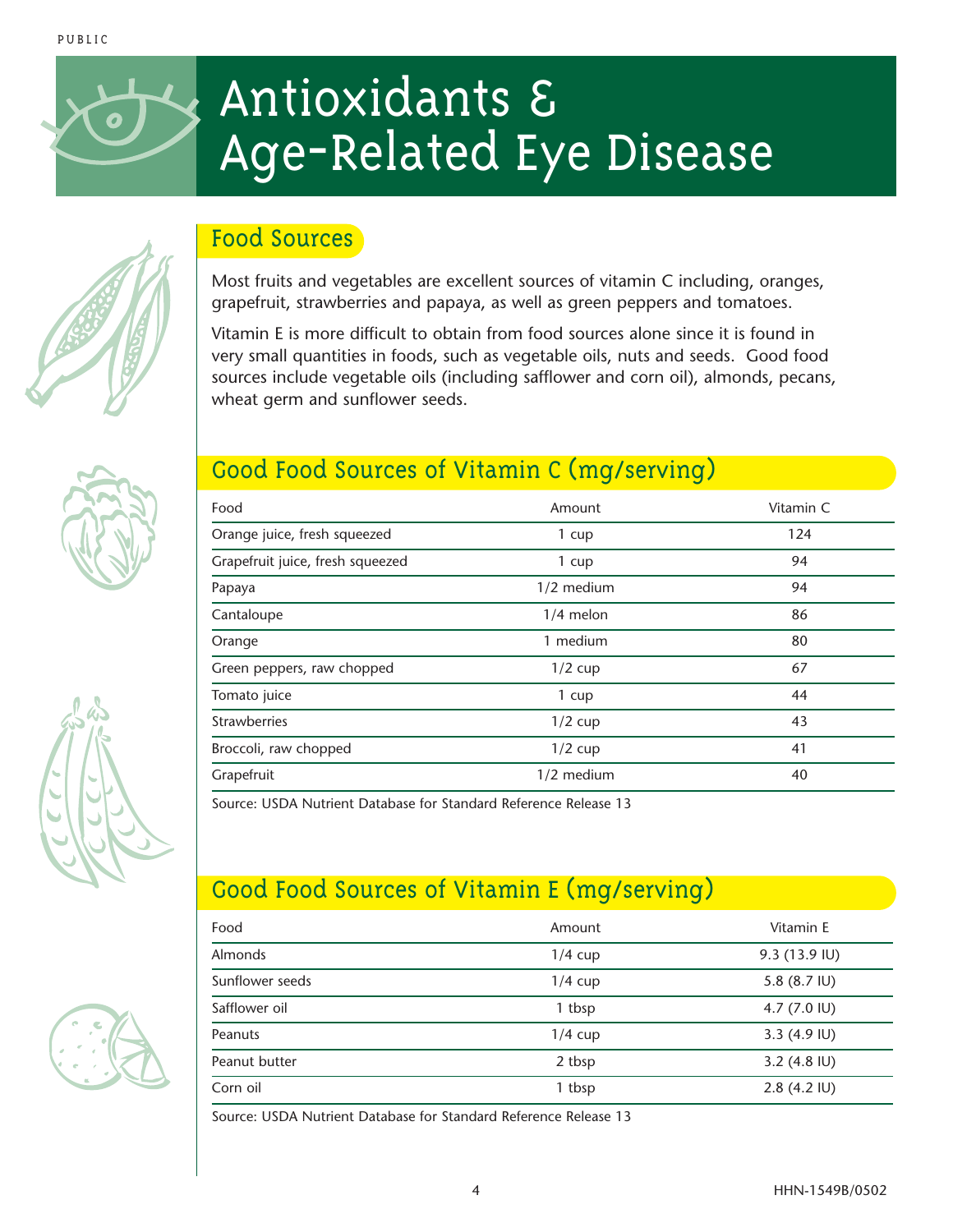# Antioxidants & Age-Related Eye Disease

## Food Sources

Most fruits and vegetables are excellent sources of vitamin C including, oranges, grapefruit, strawberries and papaya, as well as green peppers and tomatoes.

Vitamin E is more difficult to obtain from food sources alone since it is found in very small quantities in foods, such as vegetable oils, nuts and seeds. Good food sources include vegetable oils (including safflower and corn oil), almonds, pecans, wheat germ and sunflower seeds.

## Good Food Sources of Vitamin C (mg/serving)

| Food | Amount | Vitamin C |
|---|---|---|
| Orange juice, fresh squeezed | 1 cup | 124 |
| Grapefruit juice, fresh squeezed | 1 cup | 94 |
| Papaya | 1/2 medium | 94 |
| Cantaloupe | 1/4 melon | 86 |
| Orange | 1 medium | 80 |
| Green peppers, raw chopped | 1/2 cup | 67 |
| Tomato juice | 1 cup | 44 |
| Strawberries | 1/2 cup | 43 |
| Broccoli, raw chopped | 1/2 cup | 41 |
| Grapefruit | 1/2 medium | 40 |

Source: USDA Nutrient Database for Standard Reference Release 13

## Good Food Sources of Vitamin E (mg/serving)

| Food | Amount | Vitamin E |
|---|---|---|
| Almonds | 1/4 cup | 9.3 (13.9 IU) |
| Sunflower seeds | 1/4 cup | 5.8 (8.7 IU) |
| Safflower oil | 1 tbsp | 4.7 (7.0 IU) |
| Peanuts | 1/4 cup | 3.3 (4.9 IU) |
| Peanut butter | 2 tbsp | 3.2 (4.8 IU) |
| Corn oil | 1 tbsp | 2.8 (4.2 IU) |

Source: USDA Nutrient Database for Standard Reference Release 13

HHN-1549B/0502